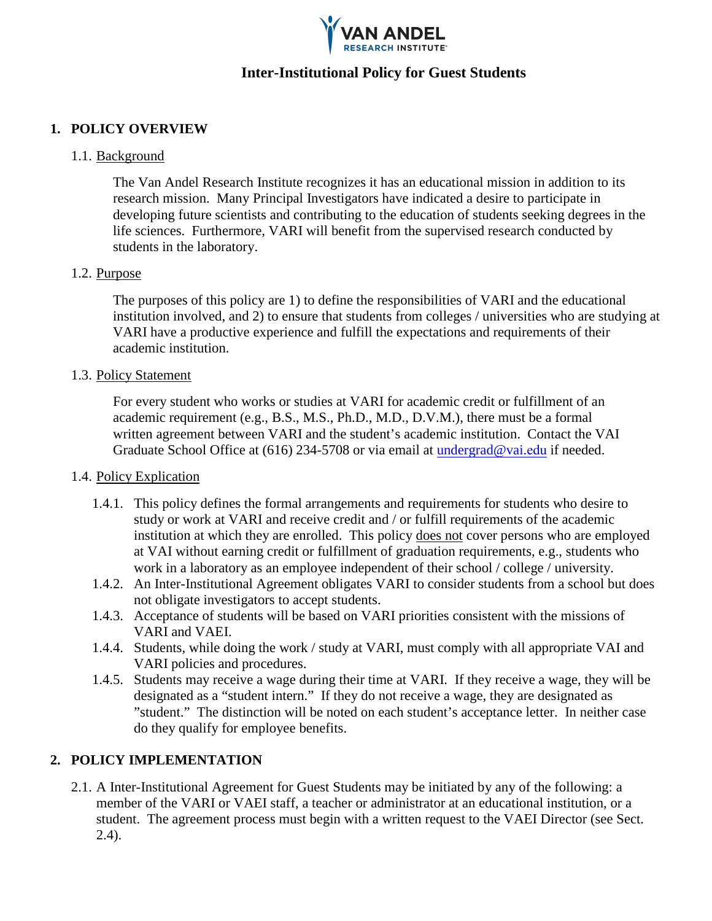# Inter-Institutional Policy for Guest Students

## 1. POLICY OVERVIEW

### 1.1. Background

The Van Andel Research Institute recognizes it has an educational mission in addition to its research mission. Many Principal Investigators have indicated a desire to participate in developing future scientists and contributing to the education of students seeking degrees in the life sciences. Furthermore, VARI will benefit from the supervised research conducted by students in the laboratory.

### 1.2. Purpose

The purposes of this policy are 1) to define the responsibilities of VARI and the educational institution involved, and 2) to ensure that students from colleges / universities who are studying at VARI have a productive experience and fulfill the expectations and requirements of their academic institution.

### 1.3. Policy Statement

For every student who works or studies at VARI for academic credit or fulfillment of an academic requirement (e.g., B.S., M.S., Ph.D., M.D., D.V.M.), there must be a formal written agreement between VARI and the student's academic institution. Contact the VAI Graduate School Office at (616) 234-5708 or via email at undergrad@vai.edu if needed.

### 1.4. Policy Explication

- 1.4.1. This policy defines the formal arrangements and requirements for students who desire to study or work at VARI and receive credit and / or fulfill requirements of the academic institution at which they are enrolled. This policy does not cover persons who are employed at VAI without earning credit or fulfillment of graduation requirements, e.g., students who work in a laboratory as an employee independent of their school / college / university.
- 1.4.2. An Inter-Institutional Agreement obligates VARI to consider students from a school but does not obligate investigators to accept students.
- 1.4.3. Acceptance of students will be based on VARI priorities consistent with the missions of VARI and VAEI.
- 1.4.4. Students, while doing the work / study at VARI, must comply with all appropriate VAI and VARI policies and procedures.
- 1.4.5. Students may receive a wage during their time at VARI. If they receive a wage, they will be designated as a "student intern." If they do not receive a wage, they are designated as "student." The distinction will be noted on each student's acceptance letter. In neither case do they qualify for employee benefits.

## 2. POLICY IMPLEMENTATION

2.1. A Inter-Institutional Agreement for Guest Students may be initiated by any of the following: a member of the VARI or VAEI staff, a teacher or administrator at an educational institution, or a student. The agreement process must begin with a written request to the VAEI Director (see Sect. 2.4).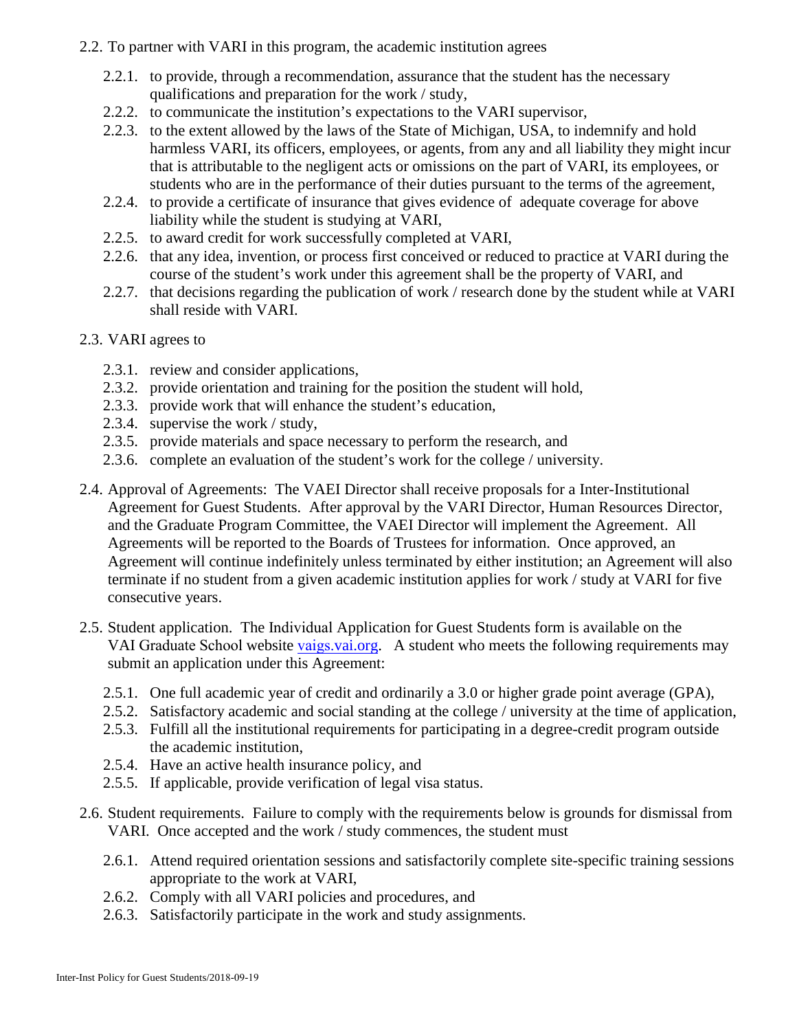2.2. To partner with VARI in this program, the academic institution agrees

- 2.2.1. to provide, through a recommendation, assurance that the student has the necessary qualifications and preparation for the work / study,
- 2.2.2. to communicate the institution's expectations to the VARI supervisor,
- 2.2.3. to the extent allowed by the laws of the State of Michigan, USA, to indemnify and hold harmless VARI, its officers, employees, or agents, from any and all liability they might incur that is attributable to the negligent acts or omissions on the part of VARI, its employees, or students who are in the performance of their duties pursuant to the terms of the agreement,
- 2.2.4. to provide a certificate of insurance that gives evidence of adequate coverage for above liability while the student is studying at VARI,
- 2.2.5. to award credit for work successfully completed at VARI,
- 2.2.6. that any idea, invention, or process first conceived or reduced to practice at VARI during the course of the student's work under this agreement shall be the property of VARI, and
- 2.2.7. that decisions regarding the publication of work / research done by the student while at VARI shall reside with VARI.

2.3. VARI agrees to

- 2.3.1. review and consider applications,
- 2.3.2. provide orientation and training for the position the student will hold,
- 2.3.3. provide work that will enhance the student's education,
- 2.3.4. supervise the work / study,
- 2.3.5. provide materials and space necessary to perform the research, and
- 2.3.6. complete an evaluation of the student's work for the college / university.

2.4. Approval of Agreements: The VAEI Director shall receive proposals for a Inter-Institutional Agreement for Guest Students. After approval by the VARI Director, Human Resources Director, and the Graduate Program Committee, the VAEI Director will implement the Agreement. All Agreements will be reported to the Boards of Trustees for information. Once approved, an Agreement will continue indefinitely unless terminated by either institution; an Agreement will also terminate if no student from a given academic institution applies for work / study at VARI for five consecutive years.

2.5. Student application. The Individual Application for Guest Students form is available on the VAI Graduate School website [vaigs.vai.org](vaigs.vai.org). A student who meets the following requirements may submit an application under this Agreement:

- 2.5.1. One full academic year of credit and ordinarily a 3.0 or higher grade point average (GPA),
- 2.5.2. Satisfactory academic and social standing at the college / university at the time of application,
- 2.5.3. Fulfill all the institutional requirements for participating in a degree-credit program outside the academic institution,
- 2.5.4. Have an active health insurance policy, and
- 2.5.5. If applicable, provide verification of legal visa status.

2.6. Student requirements. Failure to comply with the requirements below is grounds for dismissal from VARI. Once accepted and the work / study commences, the student must

- 2.6.1. Attend required orientation sessions and satisfactorily complete site-specific training sessions appropriate to the work at VARI,
- 2.6.2. Comply with all VARI policies and procedures, and
- 2.6.3. Satisfactorily participate in the work and study assignments.